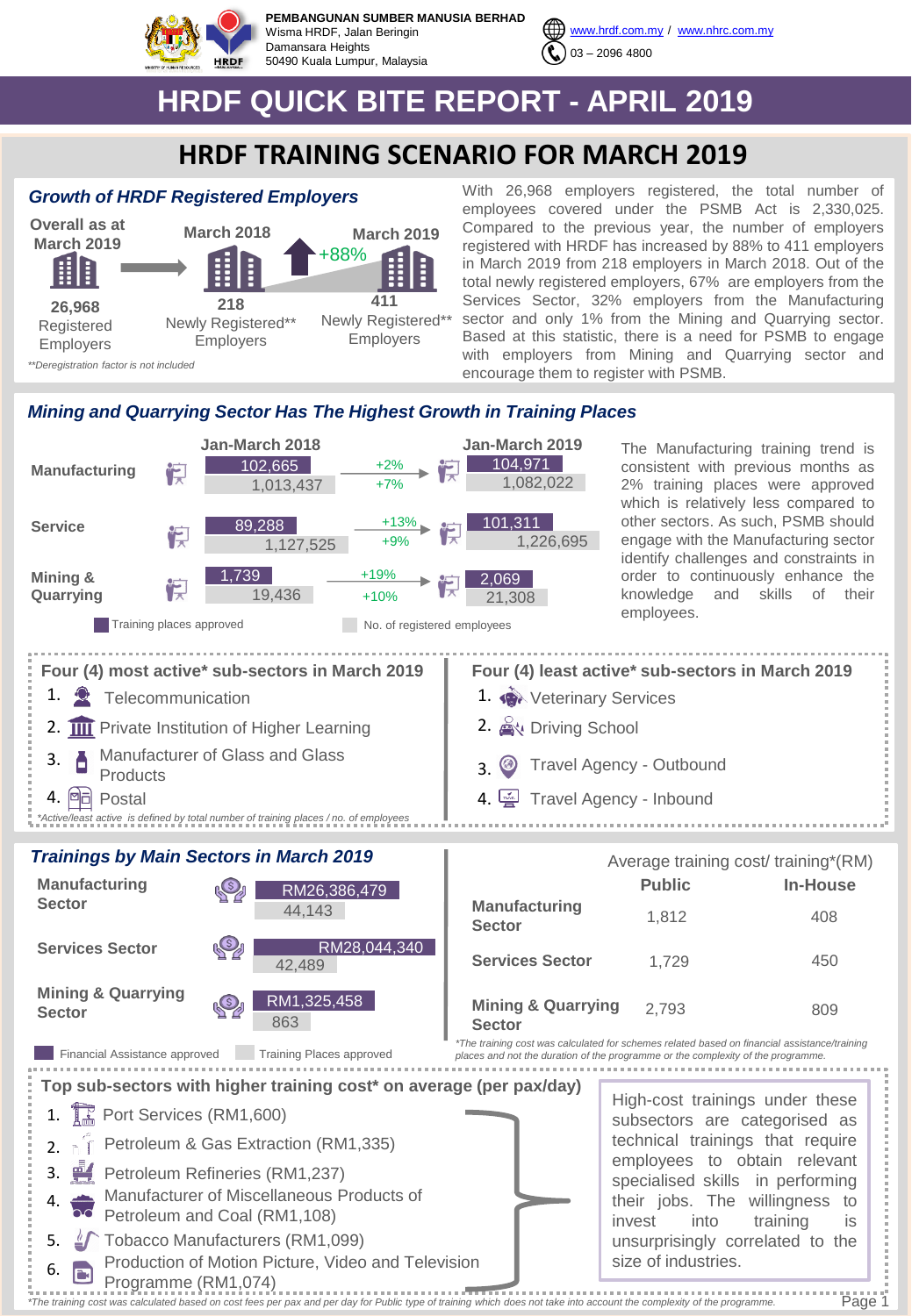**PEMBANGUNAN SUMBER MANUSIA BERHAD**
Wisma HRDF, Jalan Beringin
Damansara Heights
50490 Kuala Lumpur, Malaysia

www.hrdf.com.my / www.nhrc.com.my
03 – 2096 4800

# HRDF QUICK BITE REPORT - APRIL 2019

## HRDF TRAINING SCENARIO FOR MARCH 2019

### *Growth of HRDF Registered Employers*

| Overall as at March 2019 | March 2018 | March 2019 |
|---|---|---|
| 26,968 Registered Employers | 218 Newly Registered** Employers | 411 Newly Registered** Employers (+88%) |

*\*\*Deregistration factor is not included*

With 26,968 employers registered, the total number of employees covered under the PSMB Act is 2,330,025. Compared to the previous year, the number of employers registered with HRDF has increased by 88% to 411 employers in March 2019 from 218 employers in March 2018. Out of the total newly registered employers, 67% are employers from the Services Sector, 32% employers from the Manufacturing sector and only 1% from the Mining and Quarrying sector. Based at this statistic, there is a need for PSMB to engage with employers from Mining and Quarrying sector and encourage them to register with PSMB.

### *Mining and Quarrying Sector Has The Highest Growth in Training Places*

| Sector | Jan-March 2018: Training places approved | Jan-March 2018: No. of registered employees | Growth (Training places) | Growth (Registered employees) | Jan-March 2019: Training places approved | Jan-March 2019: No. of registered employees |
|---|---|---|---|---|---|---|
| Manufacturing | 102,665 | 1,013,437 | +2% | +7% | 104,971 | 1,082,022 |
| Service | 89,288 | 1,127,525 | +13% | +9% | 101,311 | 1,226,695 |
| Mining & Quarrying | 1,739 | 19,436 | +19% | +10% | 2,069 | 21,308 |

The Manufacturing training trend is consistent with previous months as 2% training places were approved which is relatively less compared to other sectors. As such, PSMB should engage with the Manufacturing sector identify challenges and constraints in order to continuously enhance the knowledge and skills of their employees.

### Four (4) most active* sub-sectors in March 2019

1. Telecommunication
2. Private Institution of Higher Learning
3. Manufacturer of Glass and Glass Products
4. Postal

### Four (4) least active* sub-sectors in March 2019

1. Veterinary Services
2. Driving School
3. Travel Agency - Outbound
4. Travel Agency - Inbound

*\*Active/least active is defined by total number of training places / no. of employees*

### *Trainings by Main Sectors in March 2019*

| Sector | Financial Assistance approved | Training Places approved |
|---|---|---|
| Manufacturing Sector | RM26,386,479 | 44,143 |
| Services Sector | RM28,044,340 | 42,489 |
| Mining & Quarrying Sector | RM1,325,458 | 863 |

**Average training cost/ training*(RM)**

| Sector | Public | In-House |
|---|---|---|
| Manufacturing Sector | 1,812 | 408 |
| Services Sector | 1,729 | 450 |
| Mining & Quarrying Sector | 2,793 | 809 |

*\*The training cost was calculated for schemes related based on financial assistance/training places and not the duration of the programme or the complexity of the programme.*

### Top sub-sectors with higher training cost* on average (per pax/day)

1. Port Services (RM1,600)
2. Petroleum & Gas Extraction (RM1,335)
3. Petroleum Refineries (RM1,237)
4. Manufacturer of Miscellaneous Products of Petroleum and Coal (RM1,108)
5. Tobacco Manufacturers (RM1,099)
6. Production of Motion Picture, Video and Television Programme (RM1,074)

High-cost trainings under these subsectors are categorised as technical trainings that require employees to obtain relevant specialised skills in performing their jobs. The willingness to invest into training is unsurprisingly correlated to the size of industries.

*\*The training cost was calculated based on cost fees per pax and per day for Public type of training which does not take into account the complexity of the programme.*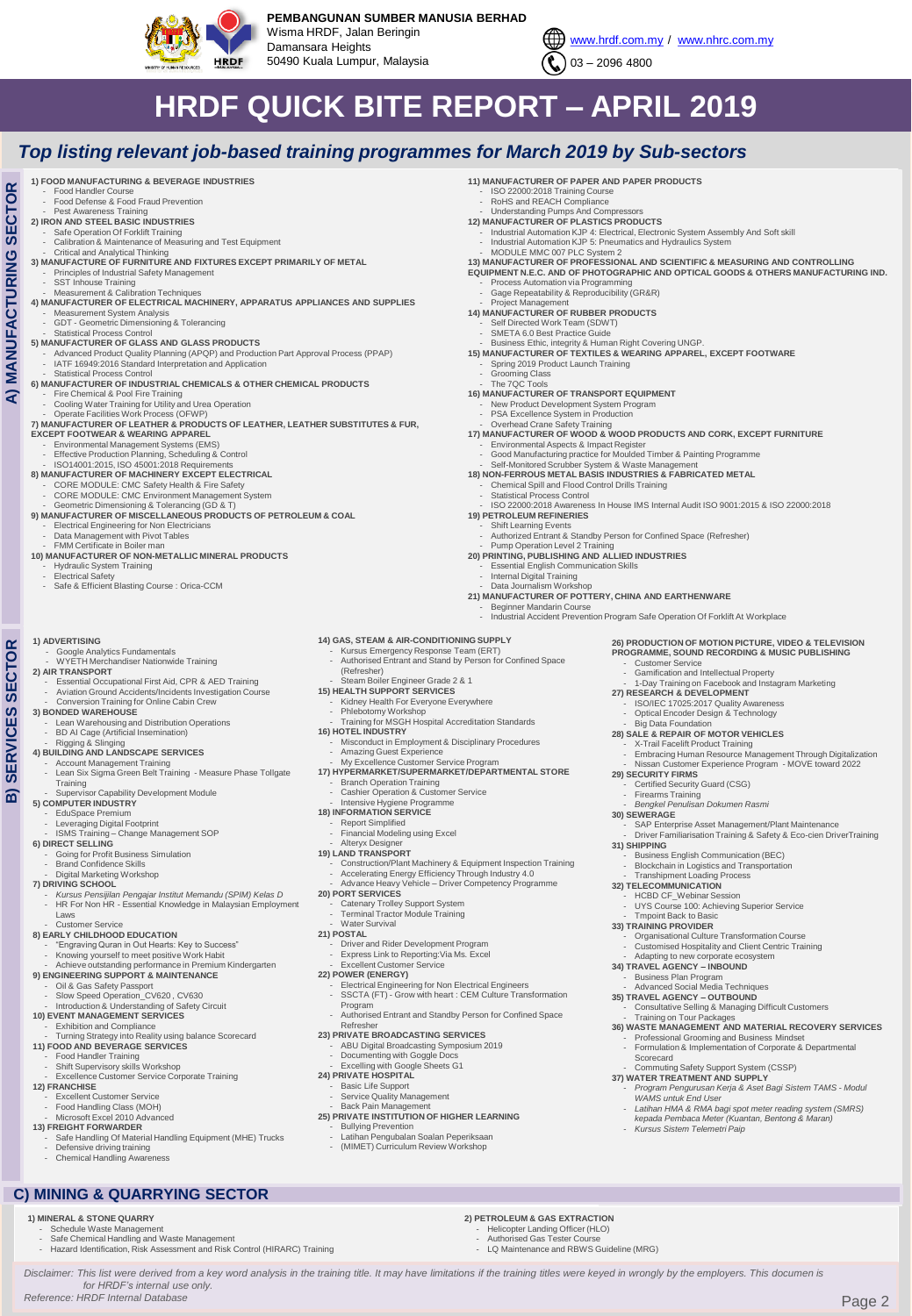PEMBANGUNAN SUMBER MANUSIA BERHAD
Wisma HRDF, Jalan Beringin
Damansara Heights
50490 Kuala Lumpur, Malaysia

www.hrdf.com.my / www.nhrc.com.my
03 – 2096 4800

# HRDF QUICK BITE REPORT – APRIL 2019

## Top listing relevant job-based training programmes for March 2019 by Sub-sectors

## A) MANUFACTURING SECTOR

**1) FOOD MANUFACTURING & BEVERAGE INDUSTRIES**
- Food Handler Course
- Food Defense & Food Fraud Prevention
- Pest Awareness Training

**2) IRON AND STEEL BASIC INDUSTRIES**
- Safe Operation Of Forklift Training
- Calibration & Maintenance of Measuring and Test Equipment
- Critical and Analytical Thinking

**3) MANUFACTURE OF FURNITURE AND FIXTURES EXCEPT PRIMARILY OF METAL**
- Principles of Industrial Safety Management
- SST Inhouse Training
- Measurement & Calibration Techniques

**4) MANUFACTURER OF ELECTRICAL MACHINERY, APPARATUS APPLIANCES AND SUPPLIES**
- Measurement System Analysis
- GDT - Geometric Dimensioning & Tolerancing
- Statistical Process Control

**5) MANUFACTURER OF GLASS AND GLASS PRODUCTS**
- Advanced Product Quality Planning (APQP) and Production Part Approval Process (PPAP)
- IATF 16949:2016 Standard Interpretation and Application
- Statistical Process Control

**6) MANUFACTURER OF INDUSTRIAL CHEMICALS & OTHER CHEMICAL PRODUCTS**
- Fire Chemical & Pool Fire Training
- Cooling Water Training for Utility and Urea Operation
- Operate Facilities Work Process (OFWP)

**7) MANUFACTURER OF LEATHER & PRODUCTS OF LEATHER, LEATHER SUBSTITUTES & FUR, EXCEPT FOOTWEAR & WEARING APPAREL**
- Environmental Management Systems (EMS)
- Effective Production Planning, Scheduling & Control
- ISO14001:2015, ISO 45001:2018 Requirements

**8) MANUFACTURER OF MACHINERY EXCEPT ELECTRICAL**
- CORE MODULE: CMC Safety Health & Fire Safety
- CORE MODULE: CMC Environment Management System
- Geometric Dimensioning & Tolerancing (GD & T)

**9) MANUFACTURER OF MISCELLANEOUS PRODUCTS OF PETROLEUM & COAL**
- Electrical Engineering for Non Electricians
- Data Management with Pivot Tables
- FMM Certificate in Boiler man

**10) MANUFACTURER OF NON-METALLIC MINERAL PRODUCTS**
- Hydraulic System Training
- Electrical Safety
- Safe & Efficient Blasting Course : Orica-CCM

**11) MANUFACTURER OF PAPER AND PAPER PRODUCTS**
- ISO 22000:2018 Training Course
- RoHS and REACH Compliance
- Understanding Pumps And Compressors

**12) MANUFACTURER OF PLASTICS PRODUCTS**
- Industrial Automation KJP 4: Electrical, Electronic System Assembly And Soft skill
- Industrial Automation KJP 5: Pneumatics and Hydraulics System
- MODULE MMC 007 PLC System 2

**13) MANUFACTURER OF PROFESSIONAL AND SCIENTIFIC & MEASURING AND CONTROLLING EQUIPMENT N.E.C. AND OF PHOTOGRAPHIC AND OPTICAL GOODS & OTHERS MANUFACTURING IND.**
- Process Automation via Programming
- Gage Repeatability & Reproducibility (GR&R)
- Project Management

**14) MANUFACTURER OF RUBBER PRODUCTS**
- Self Directed Work Team (SDWT)
- SMETA 6.0 Best Practice Guide
- Business Ethic, integrity & Human Right Covering UNGP.

**15) MANUFACTURER OF TEXTILES & WEARING APPAREL, EXCEPT FOOTWARE**
- Spring 2019 Product Launch Training
- Grooming Class
- The 7QC Tools

**16) MANUFACTURER OF TRANSPORT EQUIPMENT**
- New Product Development System Program
- PSA Excellence System in Production
- Overhead Crane Safety Training

**17) MANUFACTURER OF WOOD & WOOD PRODUCTS AND CORK, EXCEPT FURNITURE**
- Environmental Aspects & Impact Register
- Good Manufacturing practice for Moulded Timber & Painting Programme
- Self-Monitored Scrubber System & Waste Management

**18) NON-FERROUS METAL BASIS INDUSTRIES & FABRICATED METAL**
- Chemical Spill and Flood Control Drills Training
- Statistical Process Control
- ISO 22000:2018 Awareness In House IMS Internal Audit ISO 9001:2015 & ISO 22000:2018

**19) PETROLEUM REFINERIES**
- Shift Learning Events
- Authorized Entrant & Standby Person for Confined Space (Refresher)
- Pump Operation Level 2 Training

**20) PRINTING, PUBLISHING AND ALLIED INDUSTRIES**
- Essential English Communication Skills
- Internal Digital Training
- Data Journalism Workshop

**21) MANUFACTURER OF POTTERY, CHINA AND EARTHENWARE**
- Beginner Mandarin Course
- Industrial Accident Prevention Program Safe Operation Of Forklift At Workplace

## B) SERVICES SECTOR

**1) ADVERTISING**
- Google Analytics Fundamentals
- WYETH Merchandiser Nationwide Training

**2) AIR TRANSPORT**
- Essential Occupational First Aid, CPR & AED Training
- Aviation Ground Accidents/Incidents Investigation Course
- Conversion Training for Online Cabin Crew

**3) BONDED WAREHOUSE**
- Lean Warehousing and Distribution Operations
- BD AI Cage (Artificial Insemination)
- Rigging & Slinging

**4) BUILDING AND LANDSCAPE SERVICES**
- Account Management Training
- Lean Six Sigma Green Belt Training - Measure Phase Tollgate Training
- Supervisor Capability Development Module

**5) COMPUTER INDUSTRY**
- EduSpace Premium
- Leveraging Digital Footprint
- ISMS Training – Change Management SOP

**6) DIRECT SELLING**
- Going for Profit Business Simulation
- Brand Confidence Skills
- Digital Marketing Workshop

**7) DRIVING SCHOOL**
- *Kursus Pensijilan Pengajar Institut Memandu (SPIM) Kelas D*
- HR For Non HR - Essential Knowledge in Malaysian Employment Laws
- Customer Service

**8) EARLY CHILDHOOD EDUCATION**
- "Engraving Quran in Out Hearts: Key to Success"
- Knowing yourself to meet positive Work Habit
- Achieve outstanding performance in Premium Kindergarten

**9) ENGINEERING SUPPORT & MAINTENANCE**
- Oil & Gas Safety Passport
- Slow Speed Operation_CV620 , CV630
- Introduction & Understanding of Safety Circuit

**10) EVENT MANAGEMENT SERVICES**
- Exhibition and Compliance
- Turning Strategy into Reality using balance Scorecard

**11) FOOD AND BEVERAGE SERVICES**
- Food Handler Training
- Shift Supervisory skills Workshop
- Excellence Customer Service Corporate Training

**12) FRANCHISE**
- Excellent Customer Service
- Food Handling Class (MOH)
- Microsoft Excel 2010 Advanced

**13) FREIGHT FORWARDER**
- Safe Handling Of Material Handling Equipment (MHE) Trucks
- Defensive driving training
- Chemical Handling Awareness

**14) GAS, STEAM & AIR-CONDITIONING SUPPLY**
- Kursus Emergency Response Team (ERT)
- Authorised Entrant and Stand by Person for Confined Space (Refresher)
- Steam Boiler Engineer Grade 2 & 1

**15) HEALTH SUPPORT SERVICES**
- Kidney Health For Everyone Everywhere
- Phlebotomy Workshop
- Training for MSGH Hospital Accreditation Standards

**16) HOTEL INDUSTRY**
- Misconduct in Employment & Disciplinary Procedures
- Amazing Guest Experience
- My Excellence Customer Service Program

**17) HYPERMARKET/SUPERMARKET/DEPARTMENTAL STORE**
- Branch Operation Training
- Cashier Operation & Customer Service
- Intensive Hygiene Programme

**18) INFORMATION SERVICE**
- Report Simplified
- Financial Modeling using Excel
- Alteryx Designer

**19) LAND TRANSPORT**
- Construction/Plant Machinery & Equipment Inspection Training
- Accelerating Energy Efficiency Through Industry 4.0
- Advance Heavy Vehicle – Driver Competency Programme

**20) PORT SERVICES**
- Catenary Trolley Support System
- Terminal Tractor Module Training
- Water Survival

**21) POSTAL**
- Driver and Rider Development Program
- Express Link to Reporting:Via Ms. Excel
- Excellent Customer Service

**22) POWER (ENERGY)**
- Electrical Engineering for Non Electrical Engineers
- SSCTA (FT) - Grow with heart : CEM Culture Transformation Program
- Authorised Entrant and Standby Person for Confined Space Refresher

**23) PRIVATE BROADCASTING SERVICES**
- ABU Digital Broadcasting Symposium 2019
- Documenting with Goggle Docs
- Excelling with Google Sheets G1

**24) PRIVATE HOSPITAL**
- Basic Life Support
- Service Quality Management
- Back Pain Management

**25) PRIVATE INSTITUTION OF HIGHER LEARNING**
- Bullying Prevention
- Latihan Pengubalan Soalan Peperiksaan
- (MIMET) Curriculum Review Workshop

**26) PRODUCTION OF MOTION PICTURE, VIDEO & TELEVISION PROGRAMME, SOUND RECORDING & MUSIC PUBLISHING**
- Customer Service
- Gamification and Intellectual Property
- 1-Day Training on Facebook and Instagram Marketing

**27) RESEARCH & DEVELOPMENT**
- ISO/IEC 17025:2017 Quality Awareness
- Optical Encoder Design & Technology
- Big Data Foundation

**28) SALE & REPAIR OF MOTOR VEHICLES**
- X-Trail Facelift Product Training
- Embracing Human Resource Management Through Digitalization
- Nissan Customer Experience Program - MOVE toward 2022

**29) SECURITY FIRMS**
- Certified Security Guard (CSG)
- Firearms Training
- *Bengkel Penulisan Dokumen Rasmi*

**30) SEWERAGE**
- SAP Enterprise Asset Management/Plant Maintenance
- Driver Familiarisation Training & Safety & Eco-cien DriverTraining

**31) SHIPPING**
- Business English Communication (BEC)
- Blockchain in Logistics and Transportation
- Transhipment Loading Process

**32) TELECOMMUNICATION**
- HCBD CF_Webinar Session
- UYS Course 100: Achieving Superior Service
- Tmpoint Back to Basic

**33) TRAINING PROVIDER**
- Organisational Culture Transformation Course
- Customised Hospitality and Client Centric Training
- Adapting to new corporate ecosystem

**34) TRAVEL AGENCY – INBOUND**
- Business Plan Program
- Advanced Social Media Techniques

**35) TRAVEL AGENCY – OUTBOUND**
- Consultative Selling & Managing Difficult Customers
- Training on Tour Packages

**36) WASTE MANAGEMENT AND MATERIAL RECOVERY SERVICES**
- Professional Grooming and Business Mindset
- Formulation & Implementation of Corporate & Departmental Scorecard
- Commuting Safety Support System (CSSP)

**37) WATER TREATMENT AND SUPPLY**
- *Program Pengurusan Kerja & Aset Bagi Sistem TAMS - Modul WAMS untuk End User*
- *Latihan HMA & RMA bagi spot meter reading system (SMRS) kepada Pembaca Meter (Kuantan, Bentong & Maran)*
- *Kursus Sistem Telemetri Paip*

## C) MINING & QUARRYING SECTOR

**1) MINERAL & STONE QUARRY**
- Schedule Waste Management
- Safe Chemical Handling and Waste Management
- Hazard Identification, Risk Assessment and Risk Control (HIRARC) Training

**2) PETROLEUM & GAS EXTRACTION**
- Helicopter Landing Officer (HLO)
- Authorised Gas Tester Course
- LQ Maintenance and RBWS Guideline (MRG)

*Disclaimer: This list were derived from a key word analysis in the training title. It may have limitations if the training titles were keyed in wrongly by the employers. This documen is for HRDF's internal use only.*

*Reference: HRDF Internal Database*